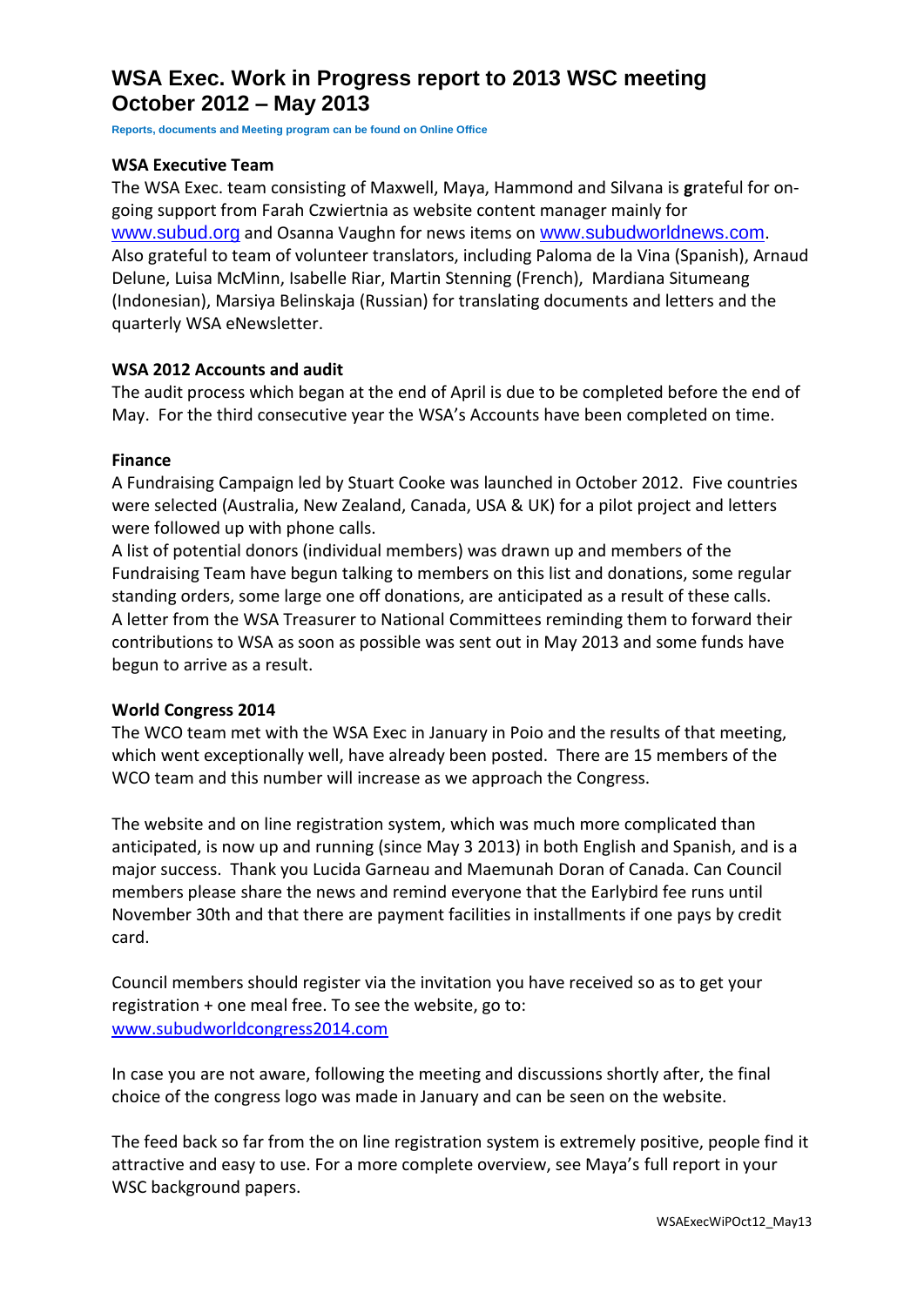# WSA Exec. Work in Progress report to 2013 WSC meeting October 2012 – May 2013

**Reports, documents and Meeting program can be found on Online Office**

**WSA Executive Team**

The WSA Exec. team consisting of Maxwell, Maya, Hammond and Silvana is **g**rateful for on-going support from Farah Czwiertnia as website content manager mainly for www.subud.org and Osanna Vaughn for news items on www.subudworldnews.com. Also grateful to team of volunteer translators, including Paloma de la Vina (Spanish), Arnaud Delune, Luisa McMinn, Isabelle Riar, Martin Stenning (French), Mardiana Situmeang (Indonesian), Marsiya Belinskaja (Russian) for translating documents and letters and the quarterly WSA eNewsletter.

**WSA 2012 Accounts and audit**

The audit process which began at the end of April is due to be completed before the end of May. For the third consecutive year the WSA's Accounts have been completed on time.

**Finance**

A Fundraising Campaign led by Stuart Cooke was launched in October 2012. Five countries were selected (Australia, New Zealand, Canada, USA & UK) for a pilot project and letters were followed up with phone calls.

A list of potential donors (individual members) was drawn up and members of the Fundraising Team have begun talking to members on this list and donations, some regular standing orders, some large one off donations, are anticipated as a result of these calls.

A letter from the WSA Treasurer to National Committees reminding them to forward their contributions to WSA as soon as possible was sent out in May 2013 and some funds have begun to arrive as a result.

**World Congress 2014**

The WCO team met with the WSA Exec in January in Poio and the results of that meeting, which went exceptionally well, have already been posted. There are 15 members of the WCO team and this number will increase as we approach the Congress.

The website and on line registration system, which was much more complicated than anticipated, is now up and running (since May 3 2013) in both English and Spanish, and is a major success. Thank you Lucida Garneau and Maemunah Doran of Canada. Can Council members please share the news and remind everyone that the Earlybird fee runs until November 30th and that there are payment facilities in installments if one pays by credit card.

Council members should register via the invitation you have received so as to get your registration + one meal free. To see the website, go to: www.subudworldcongress2014.com

In case you are not aware, following the meeting and discussions shortly after, the final choice of the congress logo was made in January and can be seen on the website.

The feed back so far from the on line registration system is extremely positive, people find it attractive and easy to use. For a more complete overview, see Maya's full report in your WSC background papers.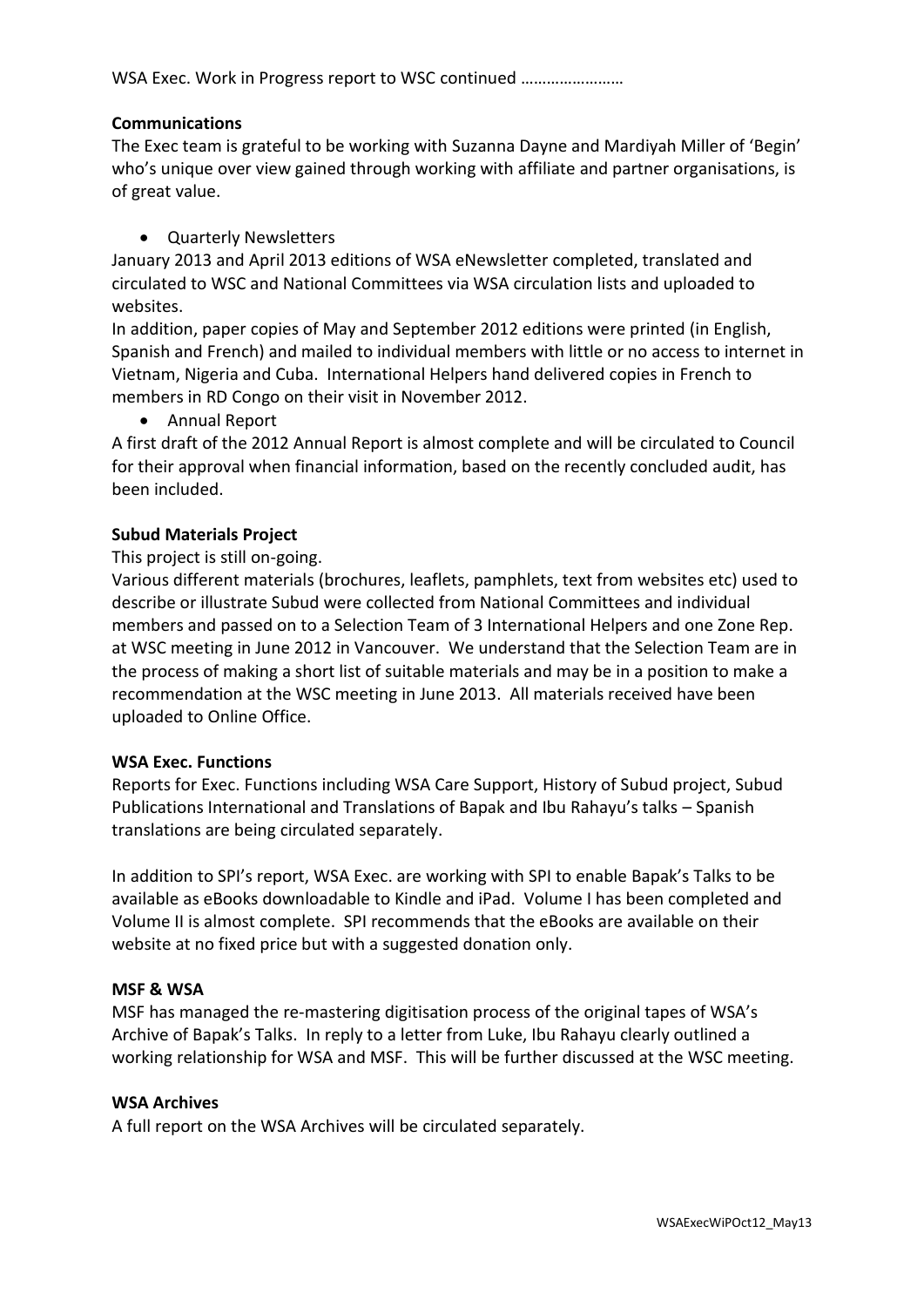WSA Exec. Work in Progress report to WSC continued ……………………

**Communications**

The Exec team is grateful to be working with Suzanna Dayne and Mardiyah Miller of 'Begin' who's unique over view gained through working with affiliate and partner organisations, is of great value.

- Quarterly Newsletters

January 2013 and April 2013 editions of WSA eNewsletter completed, translated and circulated to WSC and National Committees via WSA circulation lists and uploaded to websites.

In addition, paper copies of May and September 2012 editions were printed (in English, Spanish and French) and mailed to individual members with little or no access to internet in Vietnam, Nigeria and Cuba. International Helpers hand delivered copies in French to members in RD Congo on their visit in November 2012.

- Annual Report

A first draft of the 2012 Annual Report is almost complete and will be circulated to Council for their approval when financial information, based on the recently concluded audit, has been included.

**Subud Materials Project**

This project is still on-going.

Various different materials (brochures, leaflets, pamphlets, text from websites etc) used to describe or illustrate Subud were collected from National Committees and individual members and passed on to a Selection Team of 3 International Helpers and one Zone Rep. at WSC meeting in June 2012 in Vancouver. We understand that the Selection Team are in the process of making a short list of suitable materials and may be in a position to make a recommendation at the WSC meeting in June 2013. All materials received have been uploaded to Online Office.

**WSA Exec. Functions**

Reports for Exec. Functions including WSA Care Support, History of Subud project, Subud Publications International and Translations of Bapak and Ibu Rahayu's talks – Spanish translations are being circulated separately.

In addition to SPI's report, WSA Exec. are working with SPI to enable Bapak's Talks to be available as eBooks downloadable to Kindle and iPad. Volume I has been completed and Volume II is almost complete. SPI recommends that the eBooks are available on their website at no fixed price but with a suggested donation only.

**MSF & WSA**

MSF has managed the re-mastering digitisation process of the original tapes of WSA's Archive of Bapak's Talks. In reply to a letter from Luke, Ibu Rahayu clearly outlined a working relationship for WSA and MSF. This will be further discussed at the WSC meeting.

**WSA Archives**

A full report on the WSA Archives will be circulated separately.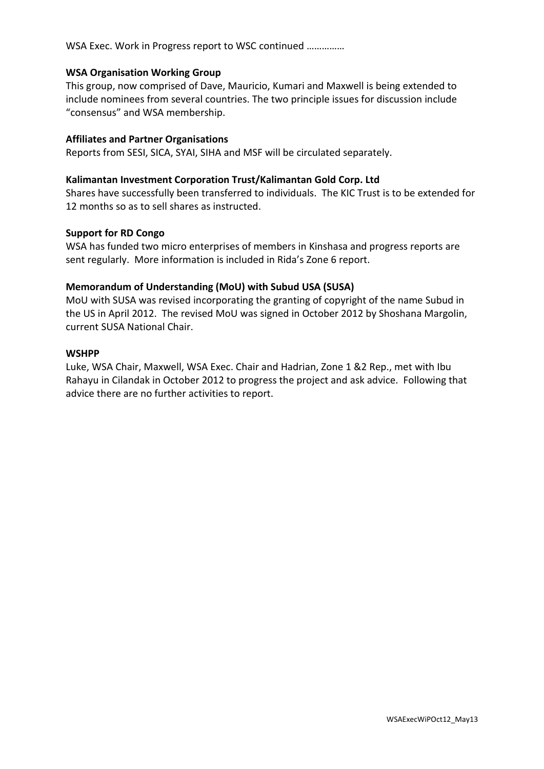WSA Exec. Work in Progress report to WSC continued ……………

**WSA Organisation Working Group**
This group, now comprised of Dave, Mauricio, Kumari and Maxwell is being extended to include nominees from several countries. The two principle issues for discussion include "consensus" and WSA membership.

**Affiliates and Partner Organisations**
Reports from SESI, SICA, SYAI, SIHA and MSF will be circulated separately.

**Kalimantan Investment Corporation Trust/Kalimantan Gold Corp. Ltd**
Shares have successfully been transferred to individuals. The KIC Trust is to be extended for 12 months so as to sell shares as instructed.

**Support for RD Congo**
WSA has funded two micro enterprises of members in Kinshasa and progress reports are sent regularly. More information is included in Rida's Zone 6 report.

**Memorandum of Understanding (MoU) with Subud USA (SUSA)**
MoU with SUSA was revised incorporating the granting of copyright of the name Subud in the US in April 2012. The revised MoU was signed in October 2012 by Shoshana Margolin, current SUSA National Chair.

**WSHPP**
Luke, WSA Chair, Maxwell, WSA Exec. Chair and Hadrian, Zone 1 &2 Rep., met with Ibu Rahayu in Cilandak in October 2012 to progress the project and ask advice. Following that advice there are no further activities to report.